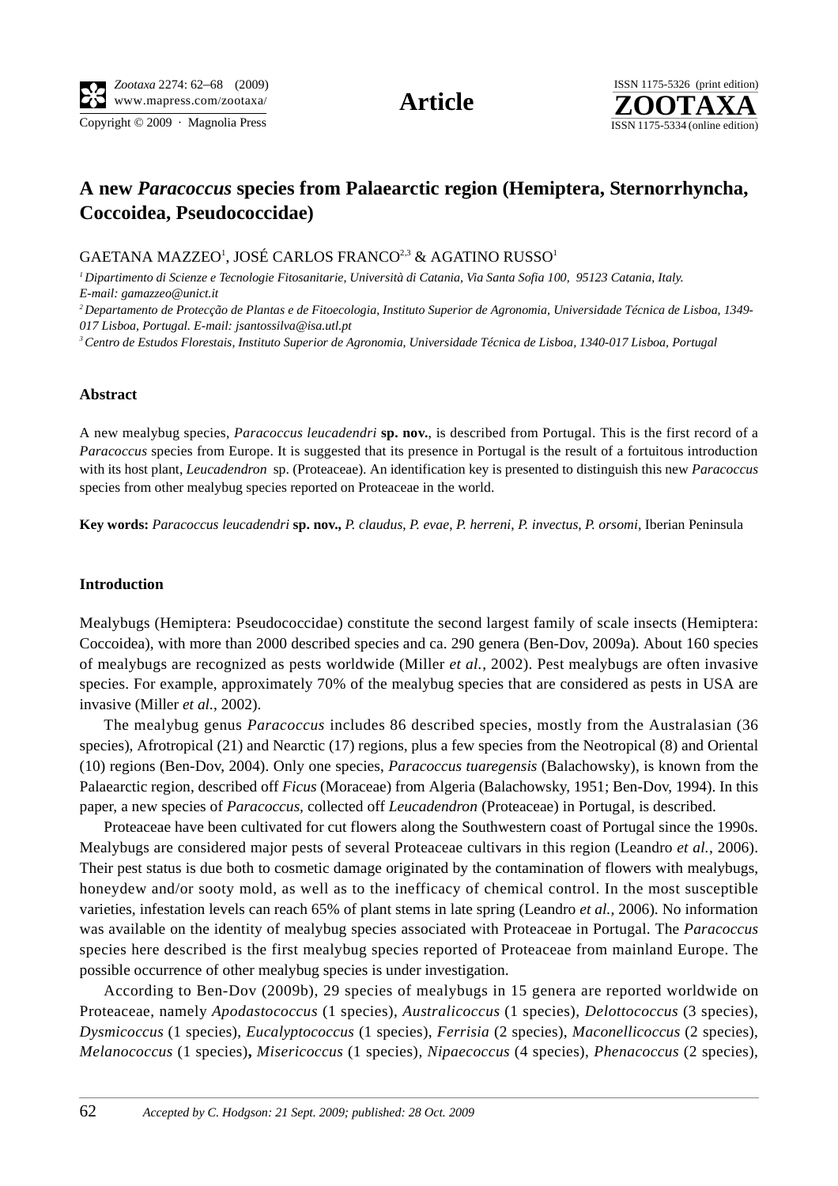# A new *Paracoccus* species from Palaearctic region (Hemiptera, Sternorrhyncha, Coccoidea, Pseudococcidae)

GAETANA MAZZEO[1], JOSÉ CARLOS FRANCO[2,3] & AGATINO RUSSO[1]

[1] *Dipartimento di Scienze e Tecnologie Fitosanitarie, Università di Catania, Via Santa Sofia 100, 95123 Catania, Italy. E-mail: gamazzeo@unict.it*

[2] *Departamento de Protecção de Plantas e de Fitoecologia, Instituto Superior de Agronomia, Universidade Técnica de Lisboa, 1349-017 Lisboa, Portugal. E-mail: jsantossilva@isa.utl.pt*

[3] *Centro de Estudos Florestais, Instituto Superior de Agronomia, Universidade Técnica de Lisboa, 1340-017 Lisboa, Portugal*

## Abstract

A new mealybug species, *Paracoccus leucadendri* **sp. nov.**, is described from Portugal. This is the first record of a *Paracoccus* species from Europe. It is suggested that its presence in Portugal is the result of a fortuitous introduction with its host plant, *Leucadendron* sp. (Proteaceae). An identification key is presented to distinguish this new *Paracoccus* species from other mealybug species reported on Proteaceae in the world.

**Key words:** *Paracoccus leucadendri* **sp. nov.,** *P. claudus*, *P. evae*, *P. herreni*, *P. invectus*, *P. orsomi*, Iberian Peninsula

## Introduction

Mealybugs (Hemiptera: Pseudococcidae) constitute the second largest family of scale insects (Hemiptera: Coccoidea), with more than 2000 described species and ca. 290 genera (Ben-Dov, 2009a). About 160 species of mealybugs are recognized as pests worldwide (Miller *et al.*, 2002). Pest mealybugs are often invasive species. For example, approximately 70% of the mealybug species that are considered as pests in USA are invasive (Miller *et al.*, 2002).

The mealybug genus *Paracoccus* includes 86 described species, mostly from the Australasian (36 species), Afrotropical (21) and Nearctic (17) regions, plus a few species from the Neotropical (8) and Oriental (10) regions (Ben-Dov, 2004). Only one species, *Paracoccus tuaregensis* (Balachowsky), is known from the Palaearctic region, described off *Ficus* (Moraceae) from Algeria (Balachowsky, 1951; Ben-Dov, 1994). In this paper, a new species of *Paracoccus*, collected off *Leucadendron* (Proteaceae) in Portugal, is described.

Proteaceae have been cultivated for cut flowers along the Southwestern coast of Portugal since the 1990s. Mealybugs are considered major pests of several Proteaceae cultivars in this region (Leandro *et al.*, 2006). Their pest status is due both to cosmetic damage originated by the contamination of flowers with mealybugs, honeydew and/or sooty mold, as well as to the inefficacy of chemical control. In the most susceptible varieties, infestation levels can reach 65% of plant stems in late spring (Leandro *et al.*, 2006). No information was available on the identity of mealybug species associated with Proteaceae in Portugal. The *Paracoccus* species here described is the first mealybug species reported of Proteaceae from mainland Europe. The possible occurrence of other mealybug species is under investigation.

According to Ben-Dov (2009b), 29 species of mealybugs in 15 genera are reported worldwide on Proteaceae, namely *Apodastococcus* (1 species), *Australicoccus* (1 species), *Delottococcus* (3 species), *Dysmicoccus* (1 species), *Eucalyptococcus* (1 species), *Ferrisia* (2 species), *Maconellicoccus* (2 species), *Melanococcus* (1 species)**,** *Misericoccus* (1 species), *Nipaecoccus* (4 species), *Phenacoccus* (2 species),

*Accepted by C. Hodgson: 21 Sept. 2009; published: 28 Oct. 2009*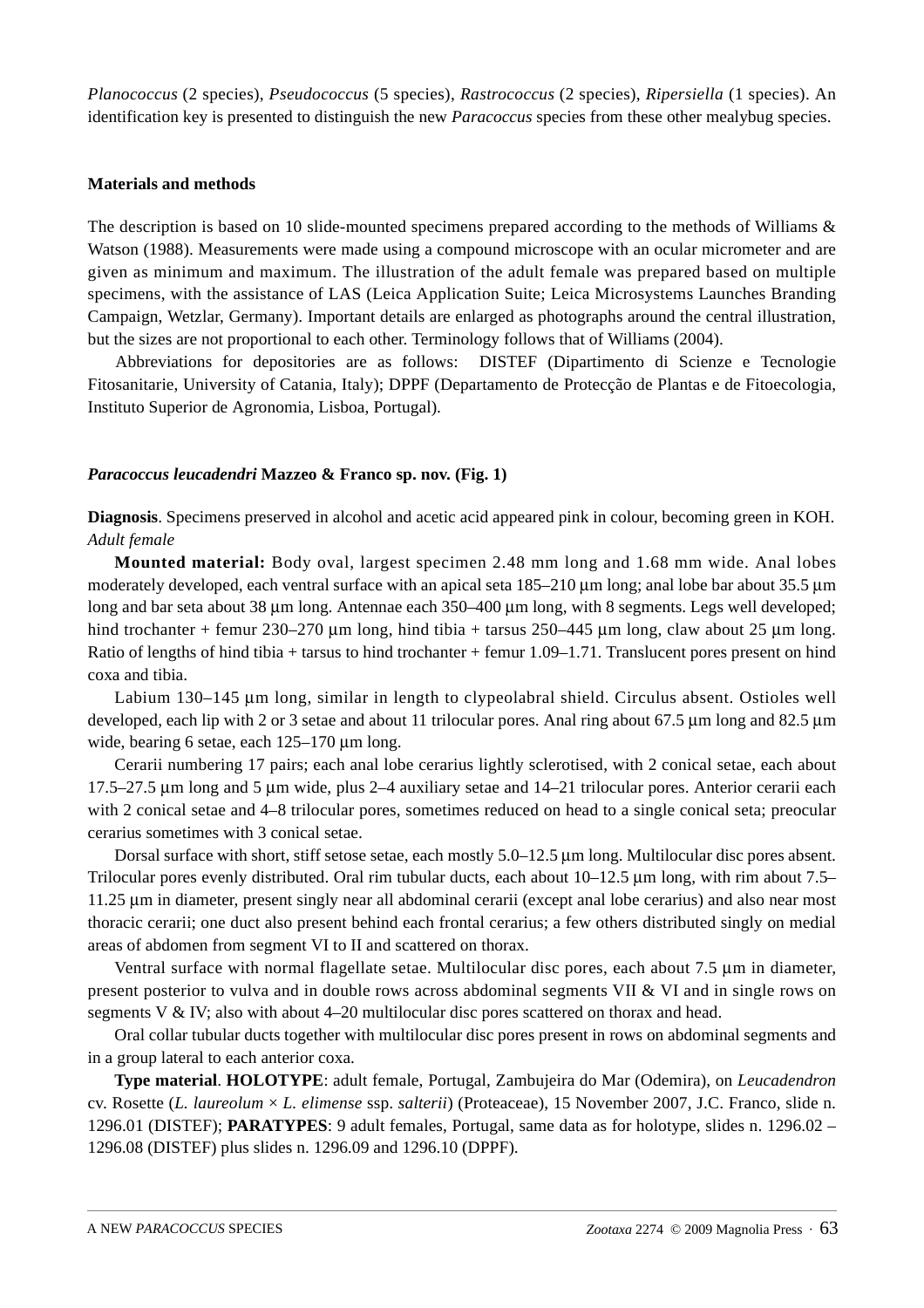*Planococcus* (2 species), *Pseudococcus* (5 species), *Rastrococcus* (2 species), *Ripersiella* (1 species). An identification key is presented to distinguish the new *Paracoccus* species from these other mealybug species.

## Materials and methods

The description is based on 10 slide-mounted specimens prepared according to the methods of Williams & Watson (1988). Measurements were made using a compound microscope with an ocular micrometer and are given as minimum and maximum. The illustration of the adult female was prepared based on multiple specimens, with the assistance of LAS (Leica Application Suite; Leica Microsystems Launches Branding Campaign, Wetzlar, Germany). Important details are enlarged as photographs around the central illustration, but the sizes are not proportional to each other. Terminology follows that of Williams (2004).

Abbreviations for depositories are as follows: DISTEF (Dipartimento di Scienze e Tecnologie Fitosanitarie, University of Catania, Italy); DPPF (Departamento de Protecção de Plantas e de Fitoecologia, Instituto Superior de Agronomia, Lisboa, Portugal).

## *Paracoccus leucadendri* Mazzeo & Franco sp. nov. (Fig. 1)

**Diagnosis**. Specimens preserved in alcohol and acetic acid appeared pink in colour, becoming green in KOH.

*Adult female*

**Mounted material:** Body oval, largest specimen 2.48 mm long and 1.68 mm wide. Anal lobes moderately developed, each ventral surface with an apical seta 185–210 µm long; anal lobe bar about 35.5 µm long and bar seta about 38 µm long. Antennae each 350–400 µm long, with 8 segments. Legs well developed; hind trochanter + femur 230–270 µm long, hind tibia + tarsus 250–445 µm long, claw about 25 µm long. Ratio of lengths of hind tibia + tarsus to hind trochanter + femur 1.09–1.71. Translucent pores present on hind coxa and tibia.

Labium 130–145 µm long, similar in length to clypeolabral shield. Circulus absent. Ostioles well developed, each lip with 2 or 3 setae and about 11 trilocular pores. Anal ring about 67.5 µm long and 82.5 µm wide, bearing 6 setae, each 125–170 µm long.

Cerarii numbering 17 pairs; each anal lobe cerarius lightly sclerotised, with 2 conical setae, each about 17.5–27.5 µm long and 5 µm wide, plus 2–4 auxiliary setae and 14–21 trilocular pores. Anterior cerarii each with 2 conical setae and 4–8 trilocular pores, sometimes reduced on head to a single conical seta; preocular cerarius sometimes with 3 conical setae.

Dorsal surface with short, stiff setose setae, each mostly 5.0–12.5 µm long. Multilocular disc pores absent. Trilocular pores evenly distributed. Oral rim tubular ducts, each about 10–12.5 µm long, with rim about 7.5–11.25 µm in diameter, present singly near all abdominal cerarii (except anal lobe cerarius) and also near most thoracic cerarii; one duct also present behind each frontal cerarius; a few others distributed singly on medial areas of abdomen from segment VI to II and scattered on thorax.

Ventral surface with normal flagellate setae. Multilocular disc pores, each about 7.5 µm in diameter, present posterior to vulva and in double rows across abdominal segments VII & VI and in single rows on segments V & IV; also with about 4–20 multilocular disc pores scattered on thorax and head.

Oral collar tubular ducts together with multilocular disc pores present in rows on abdominal segments and in a group lateral to each anterior coxa.

**Type material**. **HOLOTYPE**: adult female, Portugal, Zambujeira do Mar (Odemira), on *Leucadendron* cv. Rosette (*L. laureolum* × *L. elimense* ssp. *salterii*) (Proteaceae), 15 November 2007, J.C. Franco, slide n. 1296.01 (DISTEF); **PARATYPES**: 9 adult females, Portugal, same data as for holotype, slides n. 1296.02 – 1296.08 (DISTEF) plus slides n. 1296.09 and 1296.10 (DPPF).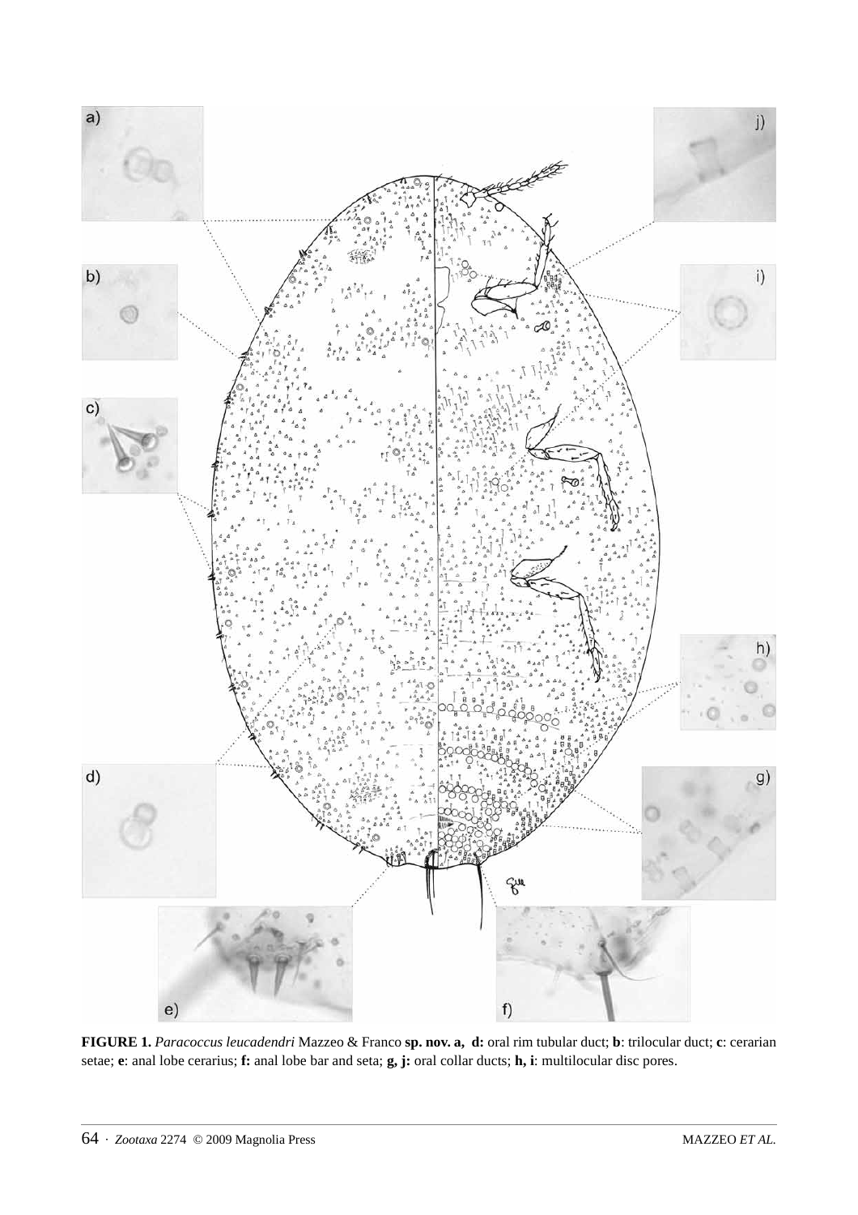**FIGURE 1.** *Paracoccus leucadendri* Mazzeo & Franco **sp. nov. a, d:** oral rim tubular duct; **b**: trilocular duct; **c**: cerarian setae; **e**: anal lobe cerarius; **f:** anal lobe bar and seta; **g, j:** oral collar ducts; **h, i**: multilocular disc pores.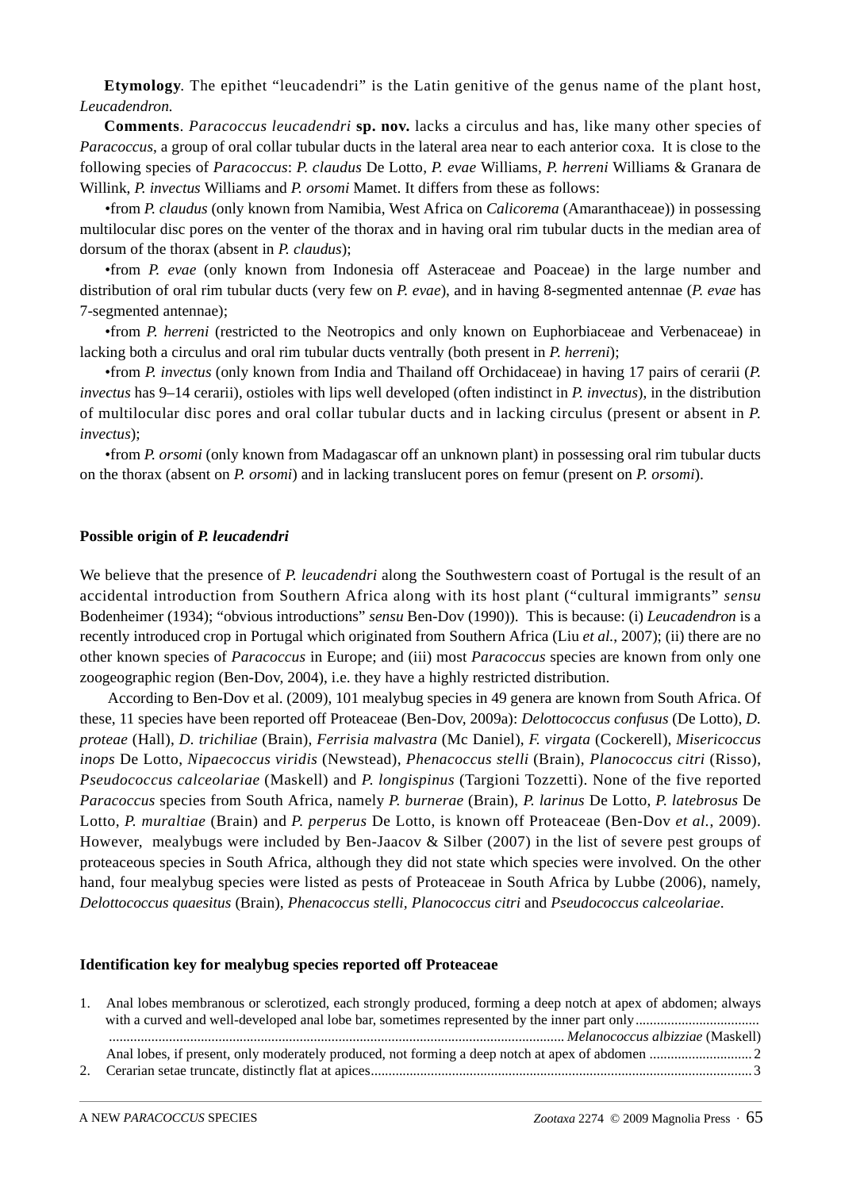**Etymology**. The epithet "leucadendri" is the Latin genitive of the genus name of the plant host, *Leucadendron.*

**Comments**. *Paracoccus leucadendri* **sp. nov.** lacks a circulus and has, like many other species of *Paracoccus*, a group of oral collar tubular ducts in the lateral area near to each anterior coxa. It is close to the following species of *Paracoccus*: *P. claudus* De Lotto, *P. evae* Williams, *P. herreni* Williams & Granara de Willink, *P. invectus* Williams and *P. orsomi* Mamet. It differs from these as follows:

•from *P. claudus* (only known from Namibia, West Africa on *Calicorema* (Amaranthaceae)) in possessing multilocular disc pores on the venter of the thorax and in having oral rim tubular ducts in the median area of dorsum of the thorax (absent in *P. claudus*);

•from *P. evae* (only known from Indonesia off Asteraceae and Poaceae) in the large number and distribution of oral rim tubular ducts (very few on *P. evae*), and in having 8-segmented antennae (*P. evae* has 7-segmented antennae);

•from *P. herreni* (restricted to the Neotropics and only known on Euphorbiaceae and Verbenaceae) in lacking both a circulus and oral rim tubular ducts ventrally (both present in *P. herreni*);

•from *P. invectus* (only known from India and Thailand off Orchidaceae) in having 17 pairs of cerarii (*P. invectus* has 9–14 cerarii), ostioles with lips well developed (often indistinct in *P. invectus*), in the distribution of multilocular disc pores and oral collar tubular ducts and in lacking circulus (present or absent in *P. invectus*);

•from *P. orsomi* (only known from Madagascar off an unknown plant) in possessing oral rim tubular ducts on the thorax (absent on *P. orsomi*) and in lacking translucent pores on femur (present on *P. orsomi*).

### Possible origin of *P. leucadendri*

We believe that the presence of *P. leucadendri* along the Southwestern coast of Portugal is the result of an accidental introduction from Southern Africa along with its host plant ("cultural immigrants" *sensu* Bodenheimer (1934); "obvious introductions" *sensu* Ben-Dov (1990)). This is because: (i) *Leucadendron* is a recently introduced crop in Portugal which originated from Southern Africa (Liu *et al.*, 2007); (ii) there are no other known species of *Paracoccus* in Europe; and (iii) most *Paracoccus* species are known from only one zoogeographic region (Ben-Dov, 2004), i.e. they have a highly restricted distribution.

According to Ben-Dov et al. (2009), 101 mealybug species in 49 genera are known from South Africa. Of these, 11 species have been reported off Proteaceae (Ben-Dov, 2009a): *Delottococcus confusus* (De Lotto), *D. proteae* (Hall), *D. trichiliae* (Brain), *Ferrisia malvastra* (Mc Daniel), *F. virgata* (Cockerell), *Misericoccus inops* De Lotto, *Nipaecoccus viridis* (Newstead), *Phenacoccus stelli* (Brain), *Planococcus citri* (Risso), *Pseudococcus calceolariae* (Maskell) and *P. longispinus* (Targioni Tozzetti). None of the five reported *Paracoccus* species from South Africa, namely *P. burnerae* (Brain), *P. larinus* De Lotto, *P. latebrosus* De Lotto, *P. muraltiae* (Brain) and *P. perperus* De Lotto, is known off Proteaceae (Ben-Dov *et al.*, 2009). However, mealybugs were included by Ben-Jaacov & Silber (2007) in the list of severe pest groups of proteaceous species in South Africa, although they did not state which species were involved. On the other hand, four mealybug species were listed as pests of Proteaceae in South Africa by Lubbe (2006), namely, *Delottococcus quaesitus* (Brain), *Phenacoccus stelli, Planococcus citri* and *Pseudococcus calceolariae*.

### Identification key for mealybug species reported off Proteaceae

1. Anal lobes membranous or sclerotized, each strongly produced, forming a deep notch at apex of abdomen; always with a curved and well-developed anal lobe bar, sometimes represented by the inner part only ........ *Melanococcus albizziae* (Maskell)
   Anal lobes, if present, only moderately produced, not forming a deep notch at apex of abdomen ........ 2
2. Cerarian setae truncate, distinctly flat at apices........ 3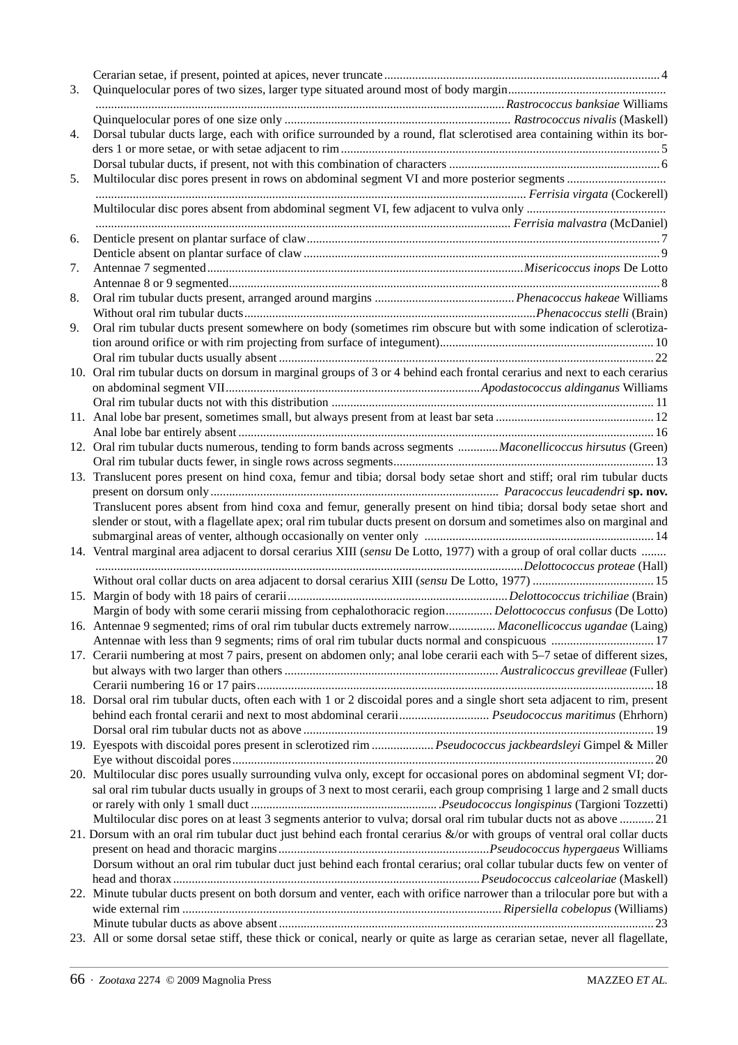Cerarian setae, if present, pointed at apices, never truncate ........................................................................................ 4

3. Quinquelocular pores of two sizes, larger type situated around most of body margin ................................................. ..................................................................................................................................*Rastrococcus banksiae* Williams

Quinquelocular pores of one size only ......................................................................... *Rastrococcus nivalis* (Maskell)

4. Dorsal tubular ducts large, each with orifice surrounded by a round, flat sclerotised area containing within its borders 1 or more setae, or with setae adjacent to rim ...................................................................................................... 5

Dorsal tubular ducts, if present, not with this combination of characters ................................................................... 6

5. Multilocular disc pores present in rows on abdominal segment VI and more posterior segments ............................... .......................................................................................................................................... *Ferrisia virgata* (Cockerell)

Multilocular disc pores absent from abdominal segment VI, few adjacent to vulva only ............................................ .................................................................................................................................... *Ferrisia malvastra* (McDaniel)

6. Denticle present on plantar surface of claw ................................................................................................................ 7

Denticle absent on plantar surface of claw .................................................................................................................. 9

7. Antennae 7 segmented ......................................................................................................*Misericoccus inops* De Lotto

Antennae 8 or 9 segmented .......................................................................................................................................... 8

8. Oral rim tubular ducts present, arranged around margins ............................................*Phenacoccus hakeae* Williams

Without oral rim tubular ducts .............................................................................................*Phenacoccus stelli* (Brain)

9. Oral rim tubular ducts present somewhere on body (sometimes rim obscure but with some indication of sclerotization around orifice or with rim projecting from surface of integument) .................................................................... 10

Oral rim tubular ducts usually absent ........................................................................................................................ 22

10. Oral rim tubular ducts on dorsum in marginal groups of 3 or 4 behind each frontal cerarius and next to each cerarius on abdominal segment VII ..................................................................................*Apodastococcus aldinganus* Williams

Oral rim tubular ducts not with this distribution ....................................................................................................... 11

11. Anal lobe bar present, sometimes small, but always present from at least bar seta ................................................... 12

Anal lobe bar entirely absent ..................................................................................................................................... 16

12. Oral rim tubular ducts numerous, tending to form bands across segments .............*Maconellicoccus hirsutus* (Green)

Oral rim tubular ducts fewer, in single rows across segments .................................................................................. 13

13. Translucent pores present on hind coxa, femur and tibia; dorsal body setae short and stiff; oral rim tubular ducts present on dorsum only ............................................................................................ *Paracoccus leucadendri* **sp. nov.**

Translucent pores absent from hind coxa and femur, generally present on hind tibia; dorsal body setae short and slender or stout, with a flagellate apex; oral rim tubular ducts present on dorsum and sometimes also on marginal and submarginal areas of venter, although occasionally on venter only ......................................................................... 14

14. Ventral marginal area adjacent to dorsal cerarius XIII (*sensu* De Lotto, 1977) with a group of oral collar ducts ........ .........................................................................................................................................*Delottococcus proteae* (Hall)

Without oral collar ducts on area adjacent to dorsal cerarius XIII (*sensu* De Lotto, 1977) ....................................... 15

15. Margin of body with 18 pairs of cerarii ......................................................................*Delottococcus trichiliae* (Brain)

Margin of body with some cerarii missing from cephalothoracic region............... *Delottococcus confusus* (De Lotto)

16. Antennae 9 segmented; rims of oral rim tubular ducts extremely narrow............... *Maconellicoccus ugandae* (Laing)

Antennae with less than 9 segments; rims of oral rim tubular ducts normal and conspicuous ................................. 17

17. Cerarii numbering at most 7 pairs, present on abdomen only; anal lobe cerarii each with 5–7 setae of different sizes, but always with two larger than others ..................................................................... *Australicoccus grevilleae* (Fuller)

Cerarii numbering 16 or 17 pairs .............................................................................................................................. 18

18. Dorsal oral rim tubular ducts, often each with 1 or 2 discoidal pores and a single short seta adjacent to rim, present behind each frontal cerarii and next to most abdominal cerarii............................. *Pseudococcus maritimus* (Ehrhorn)

Dorsal oral rim tubular ducts not as above ............................................................................................................... 19

19. Eyespots with discoidal pores present in sclerotized rim .................... *Pseudococcus jackbeardsleyi* Gimpel & Miller

Eye without discoidal pores ....................................................................................................................................... 20

20. Multilocular disc pores usually surrounding vulva only, except for occasional pores on abdominal segment VI; dorsal oral rim tubular ducts usually in groups of 3 next to most cerarii, each group comprising 1 large and 2 small ducts or rarely with only 1 small duct ............................................................*Pseudococcus longispinus* (Targioni Tozzetti)

Multilocular disc pores on at least 3 segments anterior to vulva; dorsal oral rim tubular ducts not as above ........... 21

21. Dorsum with an oral rim tubular duct just behind each frontal cerarius &/or with groups of ventral oral collar ducts present on head and thoracic margins ....................................................................*Pseudococcus hypergaeus* Williams

Dorsum without an oral rim tubular duct just behind each frontal cerarius; oral collar tubular ducts few on venter of head and thorax ..................................................................................................*Pseudococcus calceolariae* (Maskell)

22. Minute tubular ducts present on both dorsum and venter, each with orifice narrower than a trilocular pore but with a wide external rim ...................................................................................................... *Ripersiella cobelopus* (Williams)

Minute tubular ducts as above absent ....................................................................................................................... 23

23. All or some dorsal setae stiff, these thick or conical, nearly or quite as large as cerarian setae, never all flagellate,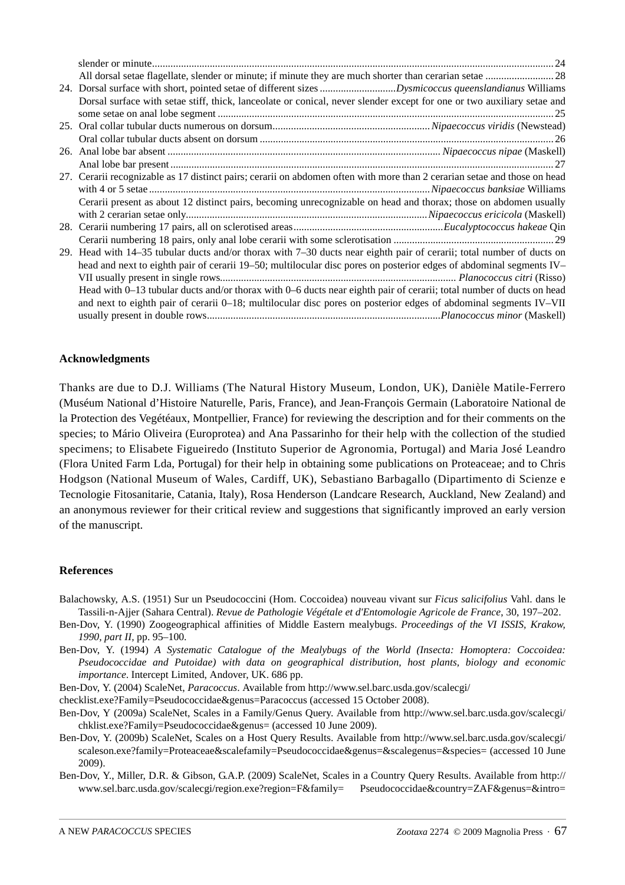slender or minute........................................................................................................................................................24

All dorsal setae flagellate, slender or minute; if minute they are much shorter than cerarian setae .........................28

24. Dorsal surface with short, pointed setae of different sizes ............................*Dysmicoccus queenslandianus* Williams

Dorsal surface with setae stiff, thick, lanceolate or conical, never slender except for one or two auxiliary setae and some setae on anal lobe segment ...............................................................................................................................25

25. Oral collar tubular ducts numerous on dorsum...........................................................*Nipaecoccus viridis* (Newstead)

Oral collar tubular ducts absent on dorsum ..............................................................................................................26

26. Anal lobe bar absent ....................................................................................................... *Nipaecoccus nipae* (Maskell)

Anal lobe bar present ................................................................................................................................................27

27. Cerarii recognizable as 17 distinct pairs; cerarii on abdomen often with more than 2 cerarian setae and those on head with 4 or 5 setae ..........................................................................................................*Nipaecoccus banksiae* Williams

Cerarii present as about 12 distinct pairs, becoming unrecognizable on head and thorax; those on abdomen usually with 2 cerarian setae only...........................................................................................*Nipaecoccus ericicola* (Maskell)

28. Cerarii numbering 17 pairs, all on sclerotised areas........................................................*Eucalyptococcus hakeae* Qin

Cerarii numbering 18 pairs, only anal lobe cerarii with some sclerotisation ............................................................29

29. Head with 14–35 tubular ducts and/or thorax with 7–30 ducts near eighth pair of cerarii; total number of ducts on head and next to eighth pair of cerarii 19–50; multilocular disc pores on posterior edges of abdominal segments IV–VII usually present in single rows........................................................................................ *Planococcus citri* (Risso)

Head with 0–13 tubular ducts and/or thorax with 0–6 ducts near eighth pair of cerarii; total number of ducts on head and next to eighth pair of cerarii 0–18; multilocular disc pores on posterior edges of abdominal segments IV–VII usually present in double rows........................................................................................*Planococcus minor* (Maskell)

## Acknowledgments

Thanks are due to D.J. Williams (The Natural History Museum, London, UK), Danièle Matile-Ferrero (Muséum National d'Histoire Naturelle, Paris, France), and Jean-François Germain (Laboratoire National de la Protection des Vegétéaux, Montpellier, France) for reviewing the description and for their comments on the species; to Mário Oliveira (Europrotea) and Ana Passarinho for their help with the collection of the studied specimens; to Elisabete Figueiredo (Instituto Superior de Agronomia, Portugal) and Maria José Leandro (Flora United Farm Lda, Portugal) for their help in obtaining some publications on Proteaceae; and to Chris Hodgson (National Museum of Wales, Cardiff, UK), Sebastiano Barbagallo (Dipartimento di Scienze e Tecnologie Fitosanitarie, Catania, Italy), Rosa Henderson (Landcare Research, Auckland, New Zealand) and an anonymous reviewer for their critical review and suggestions that significantly improved an early version of the manuscript.

## References

Balachowsky, A.S. (1951) Sur un Pseudococcini (Hom. Coccoidea) nouveau vivant sur *Ficus salicifolius* Vahl. dans le Tassili-n-Ajjer (Sahara Central). *Revue de Pathologie Végétale et d'Entomologie Agricole de France*, 30, 197–202.

Ben-Dov, Y. (1990) Zoogeographical affinities of Middle Eastern mealybugs. *Proceedings of the VI ISSIS, Krakow, 1990, part II*, pp. 95–100.

Ben-Dov, Y. (1994) *A Systematic Catalogue of the Mealybugs of the World (Insecta: Homoptera: Coccoidea: Pseudococcidae and Putoidae) with data on geographical distribution, host plants, biology and economic importance*. Intercept Limited, Andover, UK. 686 pp.

Ben-Dov, Y. (2004) ScaleNet, *Paracoccus*. Available from http://www.sel.barc.usda.gov/scalecgi/checklist.exe?Family=Pseudococcidae&genus=Paracoccus (accessed 15 October 2008).

Ben-Dov, Y (2009a) ScaleNet, Scales in a Family/Genus Query. Available from http://www.sel.barc.usda.gov/scalecgi/chklist.exe?Family=Pseudococcidae&genus= (accessed 10 June 2009).

Ben-Dov, Y. (2009b) ScaleNet, Scales on a Host Query Results. Available from http://www.sel.barc.usda.gov/scalecgi/scaleson.exe?family=Proteaceae&scalefamily=Pseudococcidae&genus=&scalegenus=&species= (accessed 10 June 2009).

Ben-Dov, Y., Miller, D.R. & Gibson, G.A.P. (2009) ScaleNet, Scales in a Country Query Results. Available from http://www.sel.barc.usda.gov/scalecgi/region.exe?region=F&family= Pseudococcidae&country=ZAF&genus=&intro=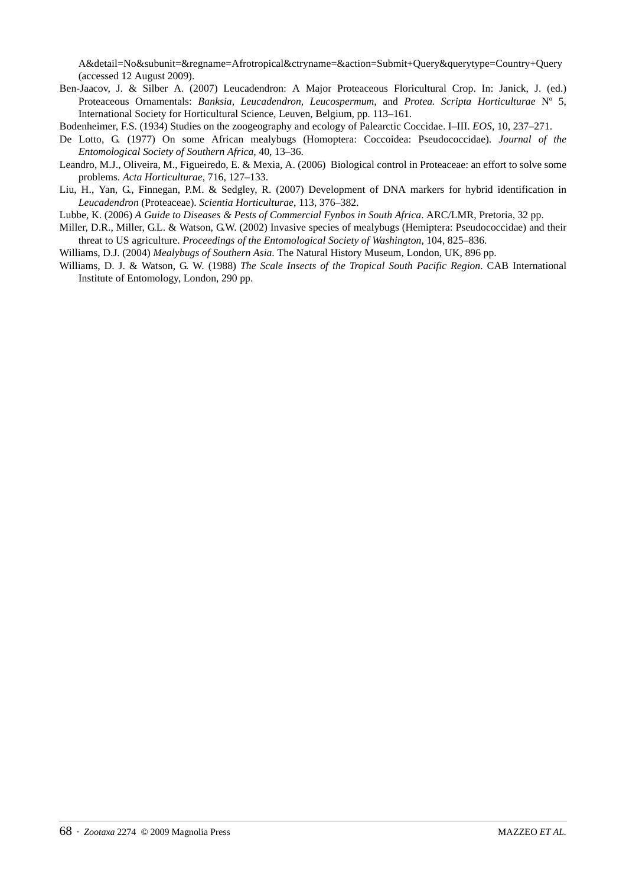A&detail=No&subunit=&regname=Afrotropical&ctryname=&action=Submit+Query&querytype=Country+Query (accessed 12 August 2009).

Ben-Jaacov, J. & Silber A. (2007) Leucadendron: A Major Proteaceous Floricultural Crop. In: Janick, J. (ed.) Proteaceous Ornamentals: *Banksia, Leucadendron, Leucospermum,* and *Protea. Scripta Horticulturae* Nº 5, International Society for Horticultural Science, Leuven, Belgium, pp. 113–161.

Bodenheimer, F.S. (1934) Studies on the zoogeography and ecology of Palearctic Coccidae. I–III. *EOS*, 10, 237–271.

De Lotto, G. (1977) On some African mealybugs (Homoptera: Coccoidea: Pseudococcidae). *Journal of the Entomological Society of Southern Africa*, 40, 13–36.

Leandro, M.J., Oliveira, M., Figueiredo, E. & Mexia, A. (2006) Biological control in Proteaceae: an effort to solve some problems. *Acta Horticulturae*, 716, 127–133.

Liu, H., Yan, G., Finnegan, P.M. & Sedgley, R. (2007) Development of DNA markers for hybrid identification in *Leucadendron* (Proteaceae). *Scientia Horticulturae*, 113, 376–382.

Lubbe, K. (2006) *A Guide to Diseases & Pests of Commercial Fynbos in South Africa*. ARC/LMR, Pretoria, 32 pp.

Miller, D.R., Miller, G.L. & Watson, G.W. (2002) Invasive species of mealybugs (Hemiptera: Pseudococcidae) and their threat to US agriculture. *Proceedings of the Entomological Society of Washington,* 104, 825–836.

Williams, D.J. (2004) *Mealybugs of Southern Asia*. The Natural History Museum, London, UK, 896 pp.

Williams, D. J. & Watson, G. W. (1988) *The Scale Insects of the Tropical South Pacific Region*. CAB International Institute of Entomology, London, 290 pp.